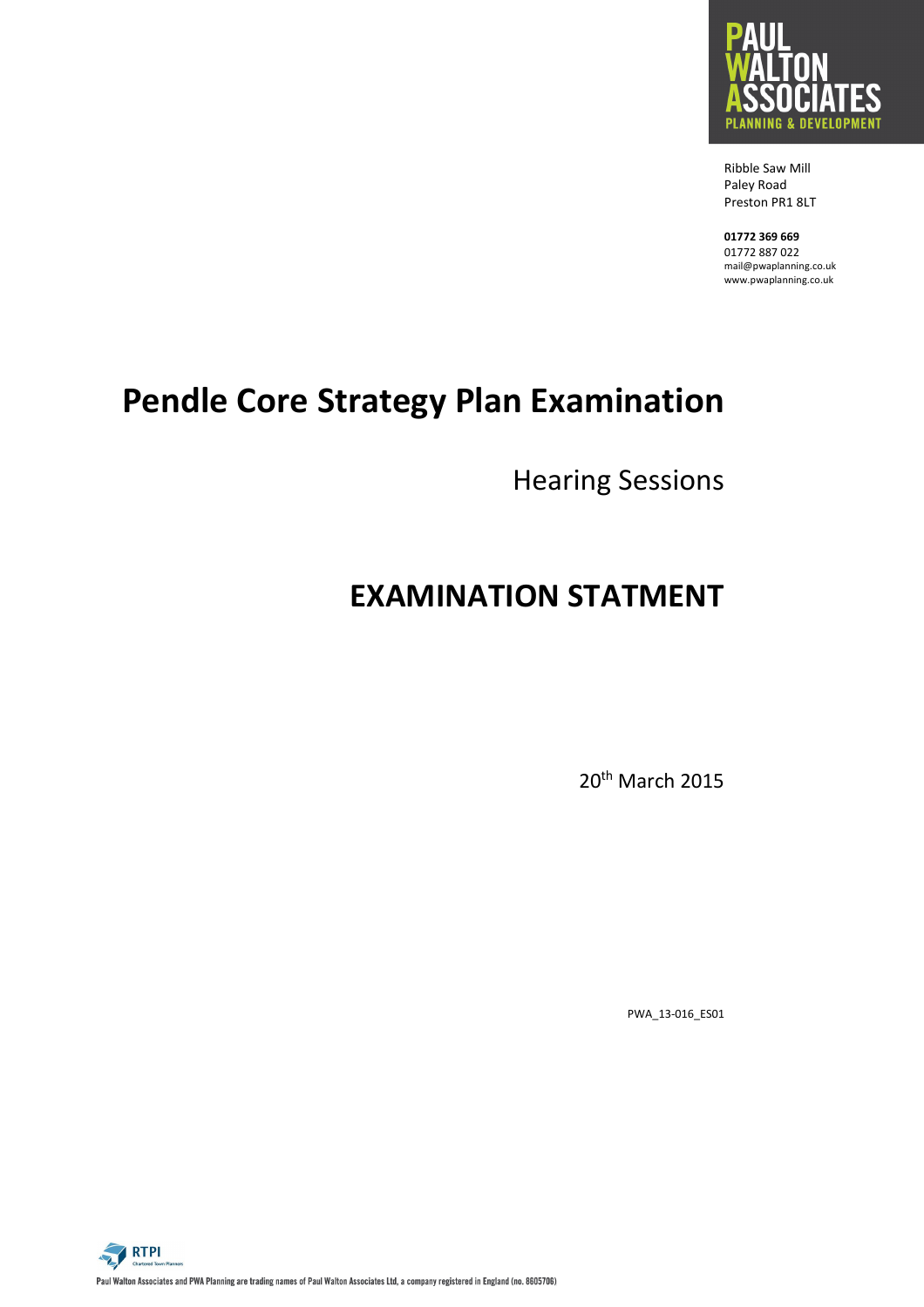PAUL WALTON ASSOCIATES
PLANNING & DEVELOPMENT

Ribble Saw Mill
Paley Road
Preston PR1 8LT

**01772 369 669**
01772 887 022
mail@pwaplanning.co.uk
www.pwaplanning.co.uk

# Pendle Core Strategy Plan Examination

Hearing Sessions

# EXAMINATION STATMENT

20th March 2015

PWA_13-016_ES01

RTPI Chartered Town Planners

Paul Walton Associates and PWA Planning are trading names of Paul Walton Associates Ltd, a company registered in England (no. 8605706)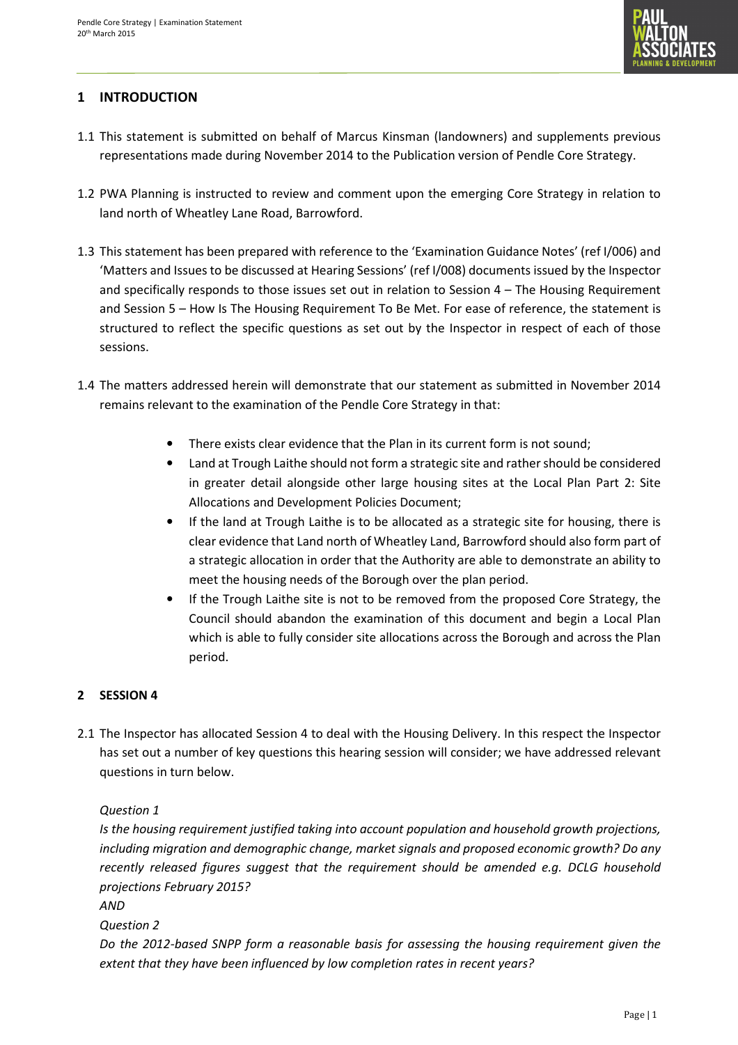## 1 INTRODUCTION

1.1 This statement is submitted on behalf of Marcus Kinsman (landowners) and supplements previous representations made during November 2014 to the Publication version of Pendle Core Strategy.

1.2 PWA Planning is instructed to review and comment upon the emerging Core Strategy in relation to land north of Wheatley Lane Road, Barrowford.

1.3 This statement has been prepared with reference to the 'Examination Guidance Notes' (ref I/006) and 'Matters and Issues to be discussed at Hearing Sessions' (ref I/008) documents issued by the Inspector and specifically responds to those issues set out in relation to Session 4 – The Housing Requirement and Session 5 – How Is The Housing Requirement To Be Met. For ease of reference, the statement is structured to reflect the specific questions as set out by the Inspector in respect of each of those sessions.

1.4 The matters addressed herein will demonstrate that our statement as submitted in November 2014 remains relevant to the examination of the Pendle Core Strategy in that:

- There exists clear evidence that the Plan in its current form is not sound;
- Land at Trough Laithe should not form a strategic site and rather should be considered in greater detail alongside other large housing sites at the Local Plan Part 2: Site Allocations and Development Policies Document;
- If the land at Trough Laithe is to be allocated as a strategic site for housing, there is clear evidence that Land north of Wheatley Land, Barrowford should also form part of a strategic allocation in order that the Authority are able to demonstrate an ability to meet the housing needs of the Borough over the plan period.
- If the Trough Laithe site is not to be removed from the proposed Core Strategy, the Council should abandon the examination of this document and begin a Local Plan which is able to fully consider site allocations across the Borough and across the Plan period.

## 2 SESSION 4

2.1 The Inspector has allocated Session 4 to deal with the Housing Delivery. In this respect the Inspector has set out a number of key questions this hearing session will consider; we have addressed relevant questions in turn below.

*Question 1*

*Is the housing requirement justified taking into account population and household growth projections, including migration and demographic change, market signals and proposed economic growth? Do any recently released figures suggest that the requirement should be amended e.g. DCLG household projections February 2015?*

*AND*

*Question 2*

*Do the 2012-based SNPP form a reasonable basis for assessing the housing requirement given the extent that they have been influenced by low completion rates in recent years?*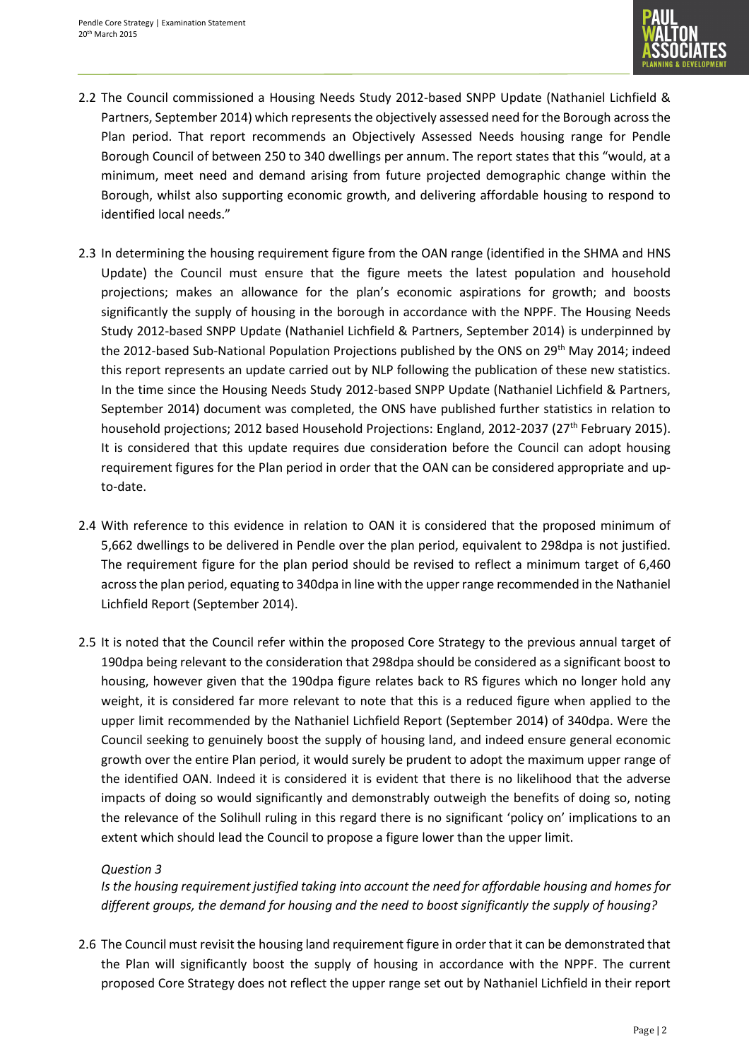2.2 The Council commissioned a Housing Needs Study 2012-based SNPP Update (Nathaniel Lichfield & Partners, September 2014) which represents the objectively assessed need for the Borough across the Plan period. That report recommends an Objectively Assessed Needs housing range for Pendle Borough Council of between 250 to 340 dwellings per annum. The report states that this "would, at a minimum, meet need and demand arising from future projected demographic change within the Borough, whilst also supporting economic growth, and delivering affordable housing to respond to identified local needs."

2.3 In determining the housing requirement figure from the OAN range (identified in the SHMA and HNS Update) the Council must ensure that the figure meets the latest population and household projections; makes an allowance for the plan's economic aspirations for growth; and boosts significantly the supply of housing in the borough in accordance with the NPPF. The Housing Needs Study 2012-based SNPP Update (Nathaniel Lichfield & Partners, September 2014) is underpinned by the 2012-based Sub-National Population Projections published by the ONS on 29th May 2014; indeed this report represents an update carried out by NLP following the publication of these new statistics. In the time since the Housing Needs Study 2012-based SNPP Update (Nathaniel Lichfield & Partners, September 2014) document was completed, the ONS have published further statistics in relation to household projections; 2012 based Household Projections: England, 2012-2037 (27th February 2015). It is considered that this update requires due consideration before the Council can adopt housing requirement figures for the Plan period in order that the OAN can be considered appropriate and up-to-date.

2.4 With reference to this evidence in relation to OAN it is considered that the proposed minimum of 5,662 dwellings to be delivered in Pendle over the plan period, equivalent to 298dpa is not justified. The requirement figure for the plan period should be revised to reflect a minimum target of 6,460 across the plan period, equating to 340dpa in line with the upper range recommended in the Nathaniel Lichfield Report (September 2014).

2.5 It is noted that the Council refer within the proposed Core Strategy to the previous annual target of 190dpa being relevant to the consideration that 298dpa should be considered as a significant boost to housing, however given that the 190dpa figure relates back to RS figures which no longer hold any weight, it is considered far more relevant to note that this is a reduced figure when applied to the upper limit recommended by the Nathaniel Lichfield Report (September 2014) of 340dpa. Were the Council seeking to genuinely boost the supply of housing land, and indeed ensure general economic growth over the entire Plan period, it would surely be prudent to adopt the maximum upper range of the identified OAN. Indeed it is considered it is evident that there is no likelihood that the adverse impacts of doing so would significantly and demonstrably outweigh the benefits of doing so, noting the relevance of the Solihull ruling in this regard there is no significant 'policy on' implications to an extent which should lead the Council to propose a figure lower than the upper limit.

*Question 3*

*Is the housing requirement justified taking into account the need for affordable housing and homes for different groups, the demand for housing and the need to boost significantly the supply of housing?*

2.6 The Council must revisit the housing land requirement figure in order that it can be demonstrated that the Plan will significantly boost the supply of housing in accordance with the NPPF. The current proposed Core Strategy does not reflect the upper range set out by Nathaniel Lichfield in their report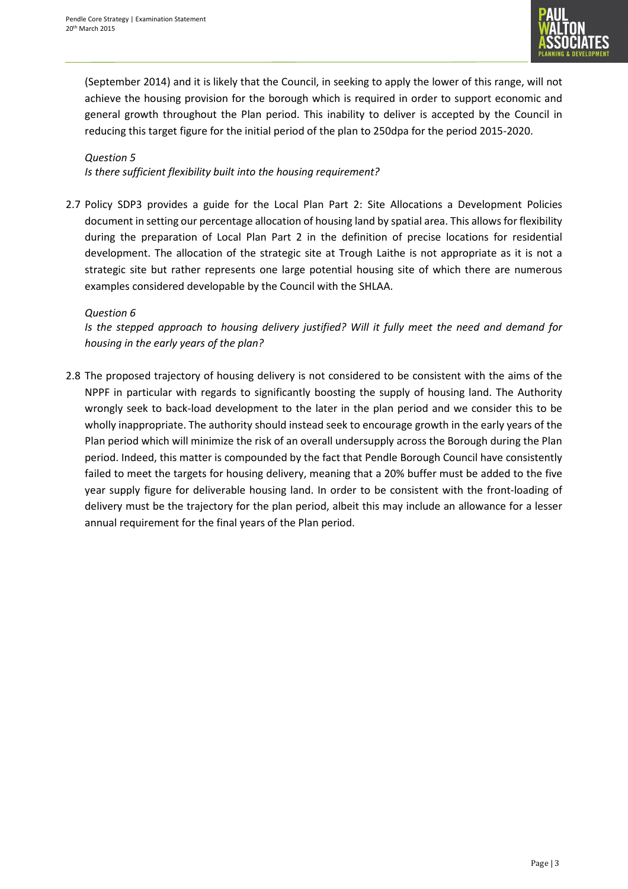(September 2014) and it is likely that the Council, in seeking to apply the lower of this range, will not achieve the housing provision for the borough which is required in order to support economic and general growth throughout the Plan period. This inability to deliver is accepted by the Council in reducing this target figure for the initial period of the plan to 250dpa for the period 2015-2020.

*Question 5*
*Is there sufficient flexibility built into the housing requirement?*

2.7 Policy SDP3 provides a guide for the Local Plan Part 2: Site Allocations a Development Policies document in setting our percentage allocation of housing land by spatial area. This allows for flexibility during the preparation of Local Plan Part 2 in the definition of precise locations for residential development. The allocation of the strategic site at Trough Laithe is not appropriate as it is not a strategic site but rather represents one large potential housing site of which there are numerous examples considered developable by the Council with the SHLAA.

*Question 6*
*Is the stepped approach to housing delivery justified? Will it fully meet the need and demand for housing in the early years of the plan?*

2.8 The proposed trajectory of housing delivery is not considered to be consistent with the aims of the NPPF in particular with regards to significantly boosting the supply of housing land. The Authority wrongly seek to back-load development to the later in the plan period and we consider this to be wholly inappropriate. The authority should instead seek to encourage growth in the early years of the Plan period which will minimize the risk of an overall undersupply across the Borough during the Plan period. Indeed, this matter is compounded by the fact that Pendle Borough Council have consistently failed to meet the targets for housing delivery, meaning that a 20% buffer must be added to the five year supply figure for deliverable housing land. In order to be consistent with the front-loading of delivery must be the trajectory for the plan period, albeit this may include an allowance for a lesser annual requirement for the final years of the Plan period.